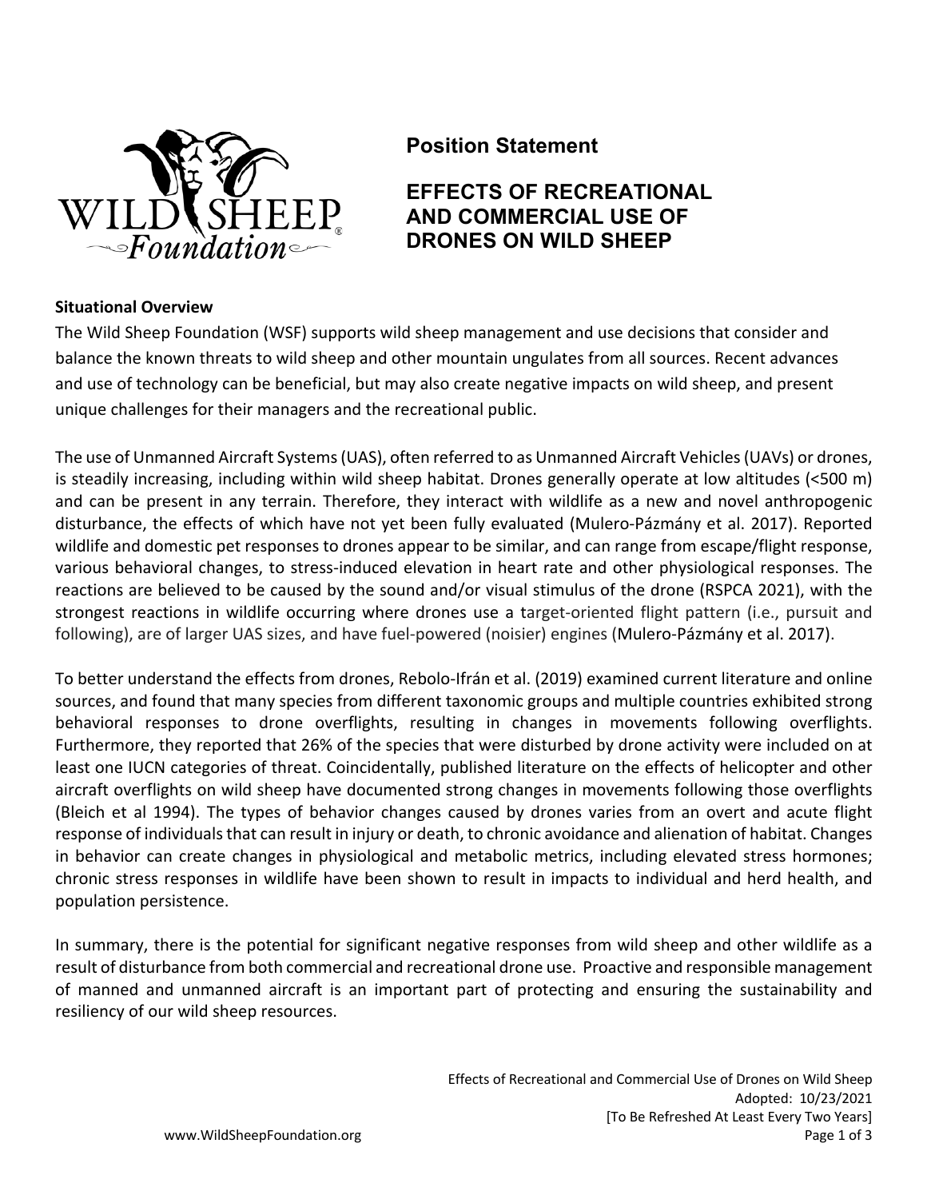# Position Statement

## EFFECTS OF RECREATIONAL AND COMMERCIAL USE OF DRONES ON WILD SHEEP

**Situational Overview**

The Wild Sheep Foundation (WSF) supports wild sheep management and use decisions that consider and balance the known threats to wild sheep and other mountain ungulates from all sources. Recent advances and use of technology can be beneficial, but may also create negative impacts on wild sheep, and present unique challenges for their managers and the recreational public.

The use of Unmanned Aircraft Systems (UAS), often referred to as Unmanned Aircraft Vehicles (UAVs) or drones, is steadily increasing, including within wild sheep habitat. Drones generally operate at low altitudes (<500 m) and can be present in any terrain. Therefore, they interact with wildlife as a new and novel anthropogenic disturbance, the effects of which have not yet been fully evaluated (Mulero-Pázmány et al. 2017). Reported wildlife and domestic pet responses to drones appear to be similar, and can range from escape/flight response, various behavioral changes, to stress-induced elevation in heart rate and other physiological responses. The reactions are believed to be caused by the sound and/or visual stimulus of the drone (RSPCA 2021), with the strongest reactions in wildlife occurring where drones use a target-oriented flight pattern (i.e., pursuit and following), are of larger UAS sizes, and have fuel-powered (noisier) engines (Mulero-Pázmány et al. 2017).

To better understand the effects from drones, Rebolo-Ifrán et al. (2019) examined current literature and online sources, and found that many species from different taxonomic groups and multiple countries exhibited strong behavioral responses to drone overflights, resulting in changes in movements following overflights. Furthermore, they reported that 26% of the species that were disturbed by drone activity were included on at least one IUCN categories of threat. Coincidentally, published literature on the effects of helicopter and other aircraft overflights on wild sheep have documented strong changes in movements following those overflights (Bleich et al 1994). The types of behavior changes caused by drones varies from an overt and acute flight response of individuals that can result in injury or death, to chronic avoidance and alienation of habitat. Changes in behavior can create changes in physiological and metabolic metrics, including elevated stress hormones; chronic stress responses in wildlife have been shown to result in impacts to individual and herd health, and population persistence.

In summary, there is the potential for significant negative responses from wild sheep and other wildlife as a result of disturbance from both commercial and recreational drone use. Proactive and responsible management of manned and unmanned aircraft is an important part of protecting and ensuring the sustainability and resiliency of our wild sheep resources.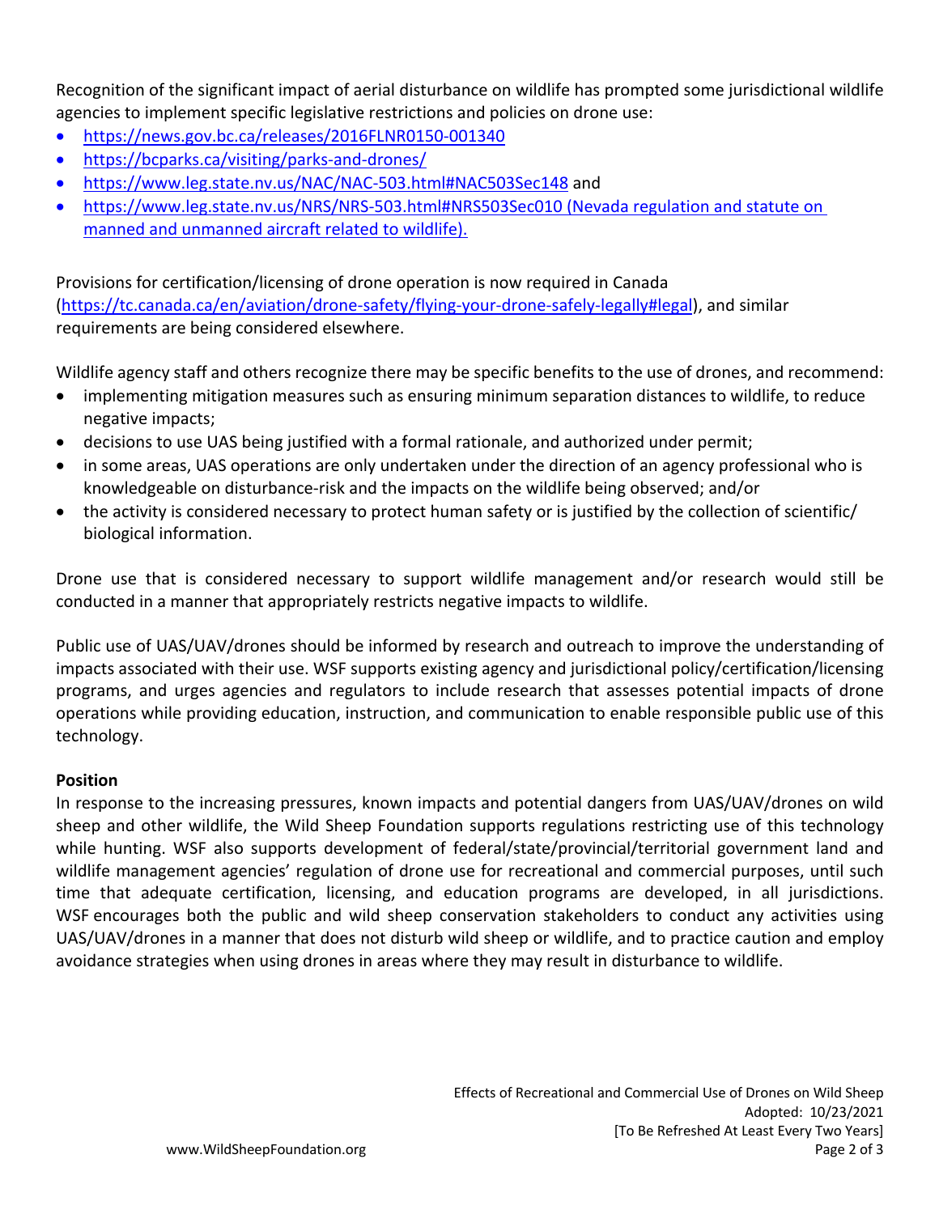Recognition of the significant impact of aerial disturbance on wildlife has prompted some jurisdictional wildlife agencies to implement specific legislative restrictions and policies on drone use:

- https://news.gov.bc.ca/releases/2016FLNR0150-001340
- https://bcparks.ca/visiting/parks-and-drones/
- https://www.leg.state.nv.us/NAC/NAC-503.html#NAC503Sec148 and
- https://www.leg.state.nv.us/NRS/NRS-503.html#NRS503Sec010 (Nevada regulation and statute on manned and unmanned aircraft related to wildlife).

Provisions for certification/licensing of drone operation is now required in Canada (https://tc.canada.ca/en/aviation/drone-safety/flying-your-drone-safely-legally#legal), and similar requirements are being considered elsewhere.

Wildlife agency staff and others recognize there may be specific benefits to the use of drones, and recommend:

- implementing mitigation measures such as ensuring minimum separation distances to wildlife, to reduce negative impacts;
- decisions to use UAS being justified with a formal rationale, and authorized under permit;
- in some areas, UAS operations are only undertaken under the direction of an agency professional who is knowledgeable on disturbance-risk and the impacts on the wildlife being observed; and/or
- the activity is considered necessary to protect human safety or is justified by the collection of scientific/ biological information.

Drone use that is considered necessary to support wildlife management and/or research would still be conducted in a manner that appropriately restricts negative impacts to wildlife.

Public use of UAS/UAV/drones should be informed by research and outreach to improve the understanding of impacts associated with their use. WSF supports existing agency and jurisdictional policy/certification/licensing programs, and urges agencies and regulators to include research that assesses potential impacts of drone operations while providing education, instruction, and communication to enable responsible public use of this technology.

**Position**

In response to the increasing pressures, known impacts and potential dangers from UAS/UAV/drones on wild sheep and other wildlife, the Wild Sheep Foundation supports regulations restricting use of this technology while hunting. WSF also supports development of federal/state/provincial/territorial government land and wildlife management agencies' regulation of drone use for recreational and commercial purposes, until such time that adequate certification, licensing, and education programs are developed, in all jurisdictions. WSF encourages both the public and wild sheep conservation stakeholders to conduct any activities using UAS/UAV/drones in a manner that does not disturb wild sheep or wildlife, and to practice caution and employ avoidance strategies when using drones in areas where they may result in disturbance to wildlife.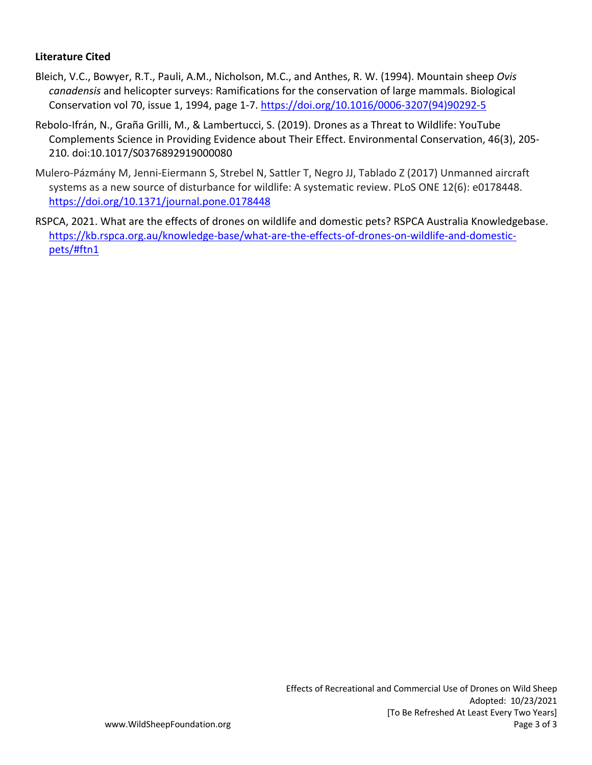**Literature Cited**

Bleich, V.C., Bowyer, R.T., Pauli, A.M., Nicholson, M.C., and Anthes, R. W. (1994). Mountain sheep *Ovis canadensis* and helicopter surveys: Ramifications for the conservation of large mammals. Biological Conservation vol 70, issue 1, 1994, page 1-7. https://doi.org/10.1016/0006-3207(94)90292-5

Rebolo-Ifrán, N., Graña Grilli, M., & Lambertucci, S. (2019). Drones as a Threat to Wildlife: YouTube Complements Science in Providing Evidence about Their Effect. Environmental Conservation, 46(3), 205-210. doi:10.1017/S0376892919000080

Mulero-Pázmány M, Jenni-Eiermann S, Strebel N, Sattler T, Negro JJ, Tablado Z (2017) Unmanned aircraft systems as a new source of disturbance for wildlife: A systematic review. PLoS ONE 12(6): e0178448. https://doi.org/10.1371/journal.pone.0178448

RSPCA, 2021. What are the effects of drones on wildlife and domestic pets? RSPCA Australia Knowledgebase. https://kb.rspca.org.au/knowledge-base/what-are-the-effects-of-drones-on-wildlife-and-domestic-pets/#ftn1